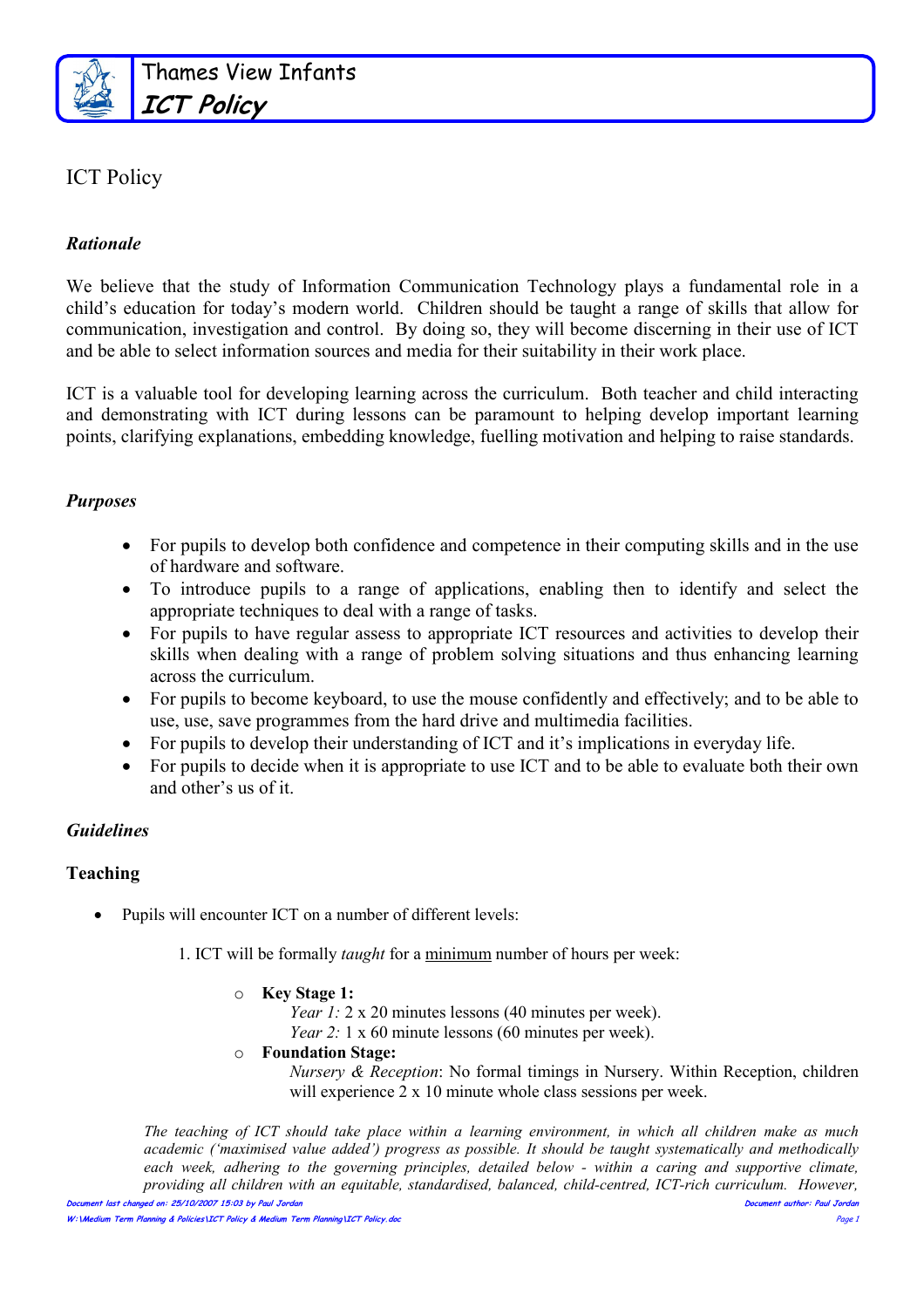Thames View Infants
*ICT Policy*

# ICT Policy

### *Rationale*

We believe that the study of Information Communication Technology plays a fundamental role in a child's education for today's modern world. Children should be taught a range of skills that allow for communication, investigation and control. By doing so, they will become discerning in their use of ICT and be able to select information sources and media for their suitability in their work place.

ICT is a valuable tool for developing learning across the curriculum. Both teacher and child interacting and demonstrating with ICT during lessons can be paramount to helping develop important learning points, clarifying explanations, embedding knowledge, fuelling motivation and helping to raise standards.

### *Purposes*

- For pupils to develop both confidence and competence in their computing skills and in the use of hardware and software.
- To introduce pupils to a range of applications, enabling then to identify and select the appropriate techniques to deal with a range of tasks.
- For pupils to have regular assess to appropriate ICT resources and activities to develop their skills when dealing with a range of problem solving situations and thus enhancing learning across the curriculum.
- For pupils to become keyboard, to use the mouse confidently and effectively; and to be able to use, use, save programmes from the hard drive and multimedia facilities.
- For pupils to develop their understanding of ICT and it's implications in everyday life.
- For pupils to decide when it is appropriate to use ICT and to be able to evaluate both their own and other's us of it.

### *Guidelines*

#### Teaching

- Pupils will encounter ICT on a number of different levels:

    1. ICT will be formally *taught* for a <u>minimum</u> number of hours per week:

        - **Key Stage 1:**
          *Year 1:* 2 x 20 minutes lessons (40 minutes per week).
          *Year 2:* 1 x 60 minute lessons (60 minutes per week).
        - **Foundation Stage:**
          *Nursery & Reception*: No formal timings in Nursery. Within Reception, children will experience 2 x 10 minute whole class sessions per week.

*The teaching of ICT should take place within a learning environment, in which all children make as much academic ('maximised value added') progress as possible. It should be taught systematically and methodically each week, adhering to the governing principles, detailed below - within a caring and supportive climate, providing all children with an equitable, standardised, balanced, child-centred, ICT-rich curriculum. However,*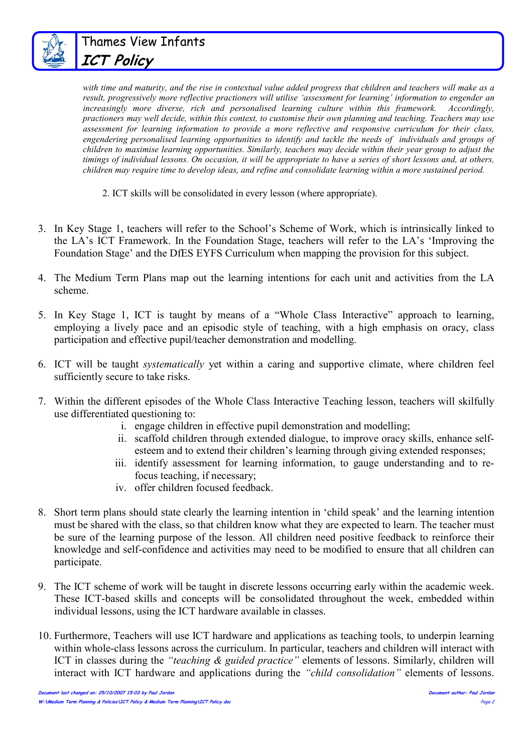*with time and maturity, and the rise in contextual value added progress that children and teachers will make as a result, progressively more reflective practioners will utilise 'assessment for learning' information to engender an increasingly more diverse, rich and personalised learning culture within this framework. Accordingly, practioners may well decide, within this context, to customise their own planning and teaching. Teachers may use assessment for learning information to provide a more reflective and responsive curriculum for their class, engendering personalised learning opportunities to identify and tackle the needs of individuals and groups of children to maximise learning opportunities. Similarly, teachers may decide within their year group to adjust the timings of individual lessons. On occasion, it will be appropriate to have a series of short lessons and, at others, children may require time to develop ideas, and refine and consolidate learning within a more sustained period.*

2. ICT skills will be consolidated in every lesson (where appropriate).

3. In Key Stage 1, teachers will refer to the School's Scheme of Work, which is intrinsically linked to the LA's ICT Framework. In the Foundation Stage, teachers will refer to the LA's 'Improving the Foundation Stage' and the DfES EYFS Curriculum when mapping the provision for this subject.

4. The Medium Term Plans map out the learning intentions for each unit and activities from the LA scheme.

5. In Key Stage 1, ICT is taught by means of a "Whole Class Interactive" approach to learning, employing a lively pace and an episodic style of teaching, with a high emphasis on oracy, class participation and effective pupil/teacher demonstration and modelling.

6. ICT will be taught *systematically* yet within a caring and supportive climate, where children feel sufficiently secure to take risks.

7. Within the different episodes of the Whole Class Interactive Teaching lesson, teachers will skilfully use differentiated questioning to:
   i. engage children in effective pupil demonstration and modelling;
   ii. scaffold children through extended dialogue, to improve oracy skills, enhance self-esteem and to extend their children's learning through giving extended responses;
   iii. identify assessment for learning information, to gauge understanding and to re-focus teaching, if necessary;
   iv. offer children focused feedback.

8. Short term plans should state clearly the learning intention in 'child speak' and the learning intention must be shared with the class, so that children know what they are expected to learn. The teacher must be sure of the learning purpose of the lesson. All children need positive feedback to reinforce their knowledge and self-confidence and activities may need to be modified to ensure that all children can participate.

9. The ICT scheme of work will be taught in discrete lessons occurring early within the academic week. These ICT-based skills and concepts will be consolidated throughout the week, embedded within individual lessons, using the ICT hardware available in classes.

10. Furthermore, Teachers will use ICT hardware and applications as teaching tools, to underpin learning within whole-class lessons across the curriculum. In particular, teachers and children will interact with ICT in classes during the *"teaching & guided practice"* elements of lessons. Similarly, children will interact with ICT hardware and applications during the *"child consolidation"* elements of lessons.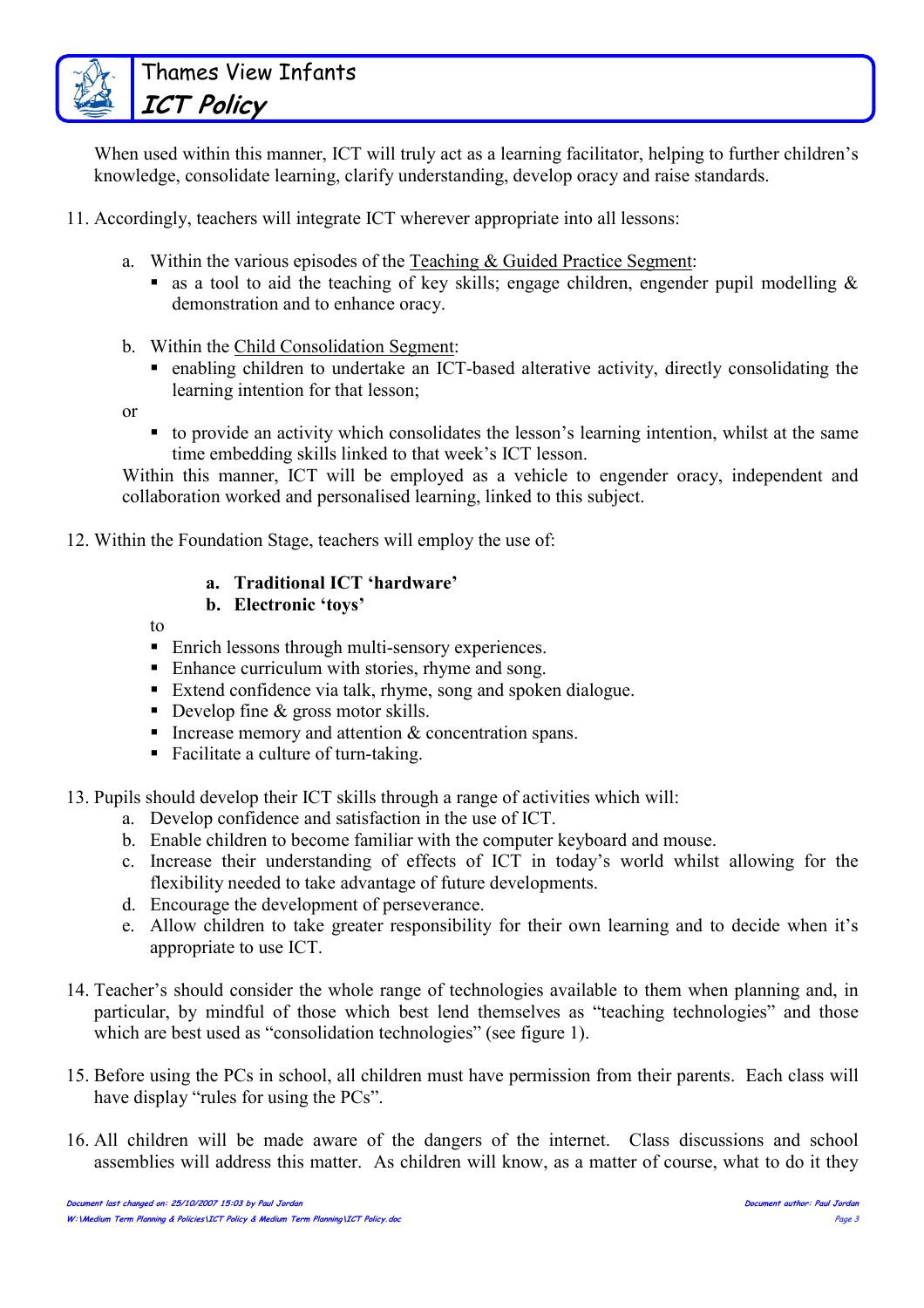When used within this manner, ICT will truly act as a learning facilitator, helping to further children's knowledge, consolidate learning, clarify understanding, develop oracy and raise standards.

11. Accordingly, teachers will integrate ICT wherever appropriate into all lessons:

    a. Within the various episodes of the Teaching & Guided Practice Segment:
       - as a tool to aid the teaching of key skills; engage children, engender pupil modelling & demonstration and to enhance oracy.

    b. Within the Child Consolidation Segment:
       - enabling children to undertake an ICT-based alterative activity, directly consolidating the learning intention for that lesson;

    or

       - to provide an activity which consolidates the lesson's learning intention, whilst at the same time embedding skills linked to that week's ICT lesson.

    Within this manner, ICT will be employed as a vehicle to engender oracy, independent and collaboration worked and personalised learning, linked to this subject.

12. Within the Foundation Stage, teachers will employ the use of:

    **a. Traditional ICT 'hardware'**
    **b. Electronic 'toys'**

    to

    - Enrich lessons through multi-sensory experiences.
    - Enhance curriculum with stories, rhyme and song.
    - Extend confidence via talk, rhyme, song and spoken dialogue.
    - Develop fine & gross motor skills.
    - Increase memory and attention & concentration spans.
    - Facilitate a culture of turn-taking.

13. Pupils should develop their ICT skills through a range of activities which will:
    a. Develop confidence and satisfaction in the use of ICT.
    b. Enable children to become familiar with the computer keyboard and mouse.
    c. Increase their understanding of effects of ICT in today's world whilst allowing for the flexibility needed to take advantage of future developments.
    d. Encourage the development of perseverance.
    e. Allow children to take greater responsibility for their own learning and to decide when it's appropriate to use ICT.

14. Teacher's should consider the whole range of technologies available to them when planning and, in particular, by mindful of those which best lend themselves as "teaching technologies" and those which are best used as "consolidation technologies" (see figure 1).

15. Before using the PCs in school, all children must have permission from their parents. Each class will have display "rules for using the PCs".

16. All children will be made aware of the dangers of the internet. Class discussions and school assemblies will address this matter. As children will know, as a matter of course, what to do it they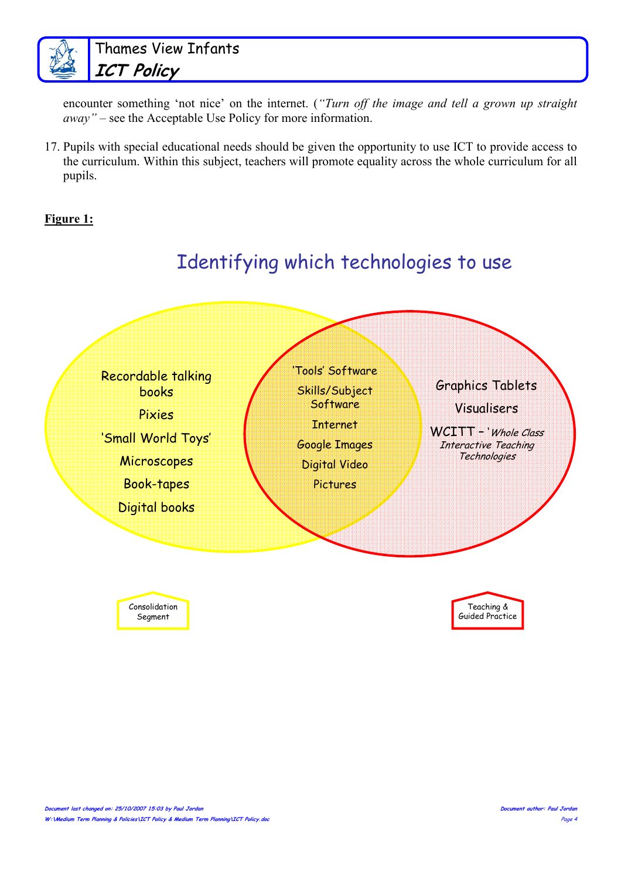encounter something 'not nice' on the internet. (*"Turn off the image and tell a grown up straight away"* – see the Acceptable Use Policy for more information.

17. Pupils with special educational needs should be given the opportunity to use ICT to provide access to the curriculum. Within this subject, teachers will promote equality across the whole curriculum for all pupils.

**Figure 1:**

Identifying which technologies to use

Recordable talking books

Pixies

'Small World Toys'

Microscopes

Book-tapes

Digital books

'Tools' Software

Skills/Subject Software

Internet

Google Images

Digital Video

Pictures

Graphics Tablets

Visualisers

WCITT – '*Whole Class Interactive Teaching Technologies*

Consolidation Segment

Teaching & Guided Practice